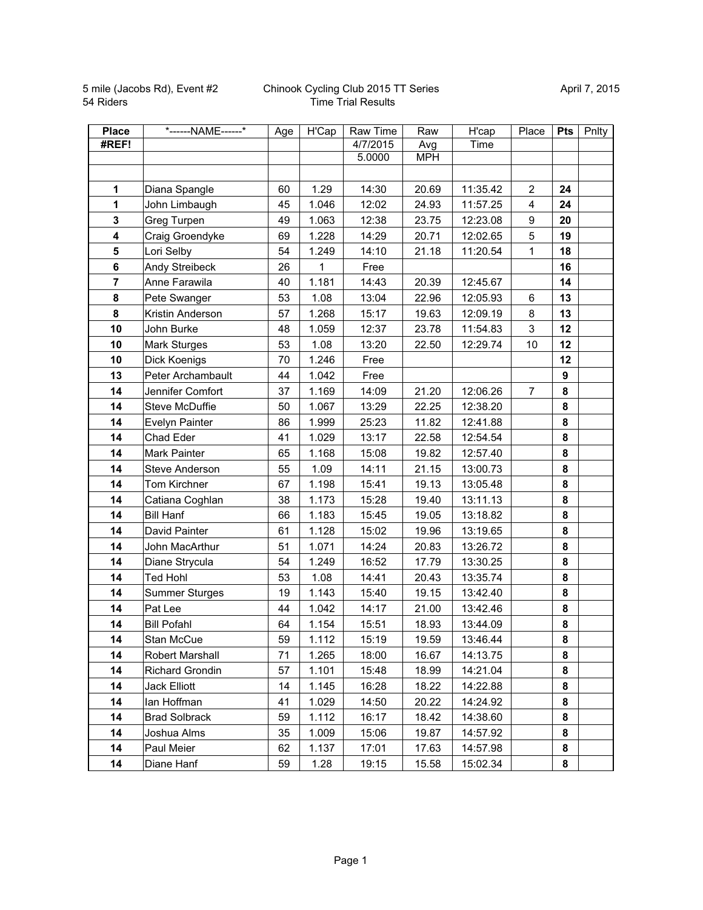5 mile (Jacobs Rd), Event #2
54 Riders

Chinook Cycling Club 2015 TT Series
Time Trial Results

April 7, 2015

| Place | *------NAME------* | Age | H'Cap | Raw Time | Raw | H'cap | Place | Pts | Pnlty |
|---|---|---|---|---|---|---|---|---|---|
| #REF! | | | | 4/7/2015 | Avg | Time | | | |
| | | | | 5.0000 | MPH | | | | |
| | | | | | | | | | |
| 1 | Diana Spangle | 60 | 1.29 | 14:30 | 20.69 | 11:35.42 | 2 | 24 | |
| 1 | John Limbaugh | 45 | 1.046 | 12:02 | 24.93 | 11:57.25 | 4 | 24 | |
| 3 | Greg Turpen | 49 | 1.063 | 12:38 | 23.75 | 12:23.08 | 9 | 20 | |
| 4 | Craig Groendyke | 69 | 1.228 | 14:29 | 20.71 | 12:02.65 | 5 | 19 | |
| 5 | Lori Selby | 54 | 1.249 | 14:10 | 21.18 | 11:20.54 | 1 | 18 | |
| 6 | Andy Streibeck | 26 | 1 | Free | | | | 16 | |
| 7 | Anne Farawila | 40 | 1.181 | 14:43 | 20.39 | 12:45.67 | | 14 | |
| 8 | Pete Swanger | 53 | 1.08 | 13:04 | 22.96 | 12:05.93 | 6 | 13 | |
| 8 | Kristin Anderson | 57 | 1.268 | 15:17 | 19.63 | 12:09.19 | 8 | 13 | |
| 10 | John Burke | 48 | 1.059 | 12:37 | 23.78 | 11:54.83 | 3 | 12 | |
| 10 | Mark Sturges | 53 | 1.08 | 13:20 | 22.50 | 12:29.74 | 10 | 12 | |
| 10 | Dick Koenigs | 70 | 1.246 | Free | | | | 12 | |
| 13 | Peter Archambault | 44 | 1.042 | Free | | | | 9 | |
| 14 | Jennifer Comfort | 37 | 1.169 | 14:09 | 21.20 | 12:06.26 | 7 | 8 | |
| 14 | Steve McDuffie | 50 | 1.067 | 13:29 | 22.25 | 12:38.20 | | 8 | |
| 14 | Evelyn Painter | 86 | 1.999 | 25:23 | 11.82 | 12:41.88 | | 8 | |
| 14 | Chad Eder | 41 | 1.029 | 13:17 | 22.58 | 12:54.54 | | 8 | |
| 14 | Mark Painter | 65 | 1.168 | 15:08 | 19.82 | 12:57.40 | | 8 | |
| 14 | Steve Anderson | 55 | 1.09 | 14:11 | 21.15 | 13:00.73 | | 8 | |
| 14 | Tom Kirchner | 67 | 1.198 | 15:41 | 19.13 | 13:05.48 | | 8 | |
| 14 | Catiana Coghlan | 38 | 1.173 | 15:28 | 19.40 | 13:11.13 | | 8 | |
| 14 | Bill Hanf | 66 | 1.183 | 15:45 | 19.05 | 13:18.82 | | 8 | |
| 14 | David Painter | 61 | 1.128 | 15:02 | 19.96 | 13:19.65 | | 8 | |
| 14 | John MacArthur | 51 | 1.071 | 14:24 | 20.83 | 13:26.72 | | 8 | |
| 14 | Diane Strycula | 54 | 1.249 | 16:52 | 17.79 | 13:30.25 | | 8 | |
| 14 | Ted Hohl | 53 | 1.08 | 14:41 | 20.43 | 13:35.74 | | 8 | |
| 14 | Summer Sturges | 19 | 1.143 | 15:40 | 19.15 | 13:42.40 | | 8 | |
| 14 | Pat Lee | 44 | 1.042 | 14:17 | 21.00 | 13:42.46 | | 8 | |
| 14 | Bill Pofahl | 64 | 1.154 | 15:51 | 18.93 | 13:44.09 | | 8 | |
| 14 | Stan McCue | 59 | 1.112 | 15:19 | 19.59 | 13:46.44 | | 8 | |
| 14 | Robert Marshall | 71 | 1.265 | 18:00 | 16.67 | 14:13.75 | | 8 | |
| 14 | Richard Grondin | 57 | 1.101 | 15:48 | 18.99 | 14:21.04 | | 8 | |
| 14 | Jack Elliott | 14 | 1.145 | 16:28 | 18.22 | 14:22.88 | | 8 | |
| 14 | Ian Hoffman | 41 | 1.029 | 14:50 | 20.22 | 14:24.92 | | 8 | |
| 14 | Brad Solbrack | 59 | 1.112 | 16:17 | 18.42 | 14:38.60 | | 8 | |
| 14 | Joshua Alms | 35 | 1.009 | 15:06 | 19.87 | 14:57.92 | | 8 | |
| 14 | Paul Meier | 62 | 1.137 | 17:01 | 17.63 | 14:57.98 | | 8 | |
| 14 | Diane Hanf | 59 | 1.28 | 19:15 | 15.58 | 15:02.34 | | 8 | |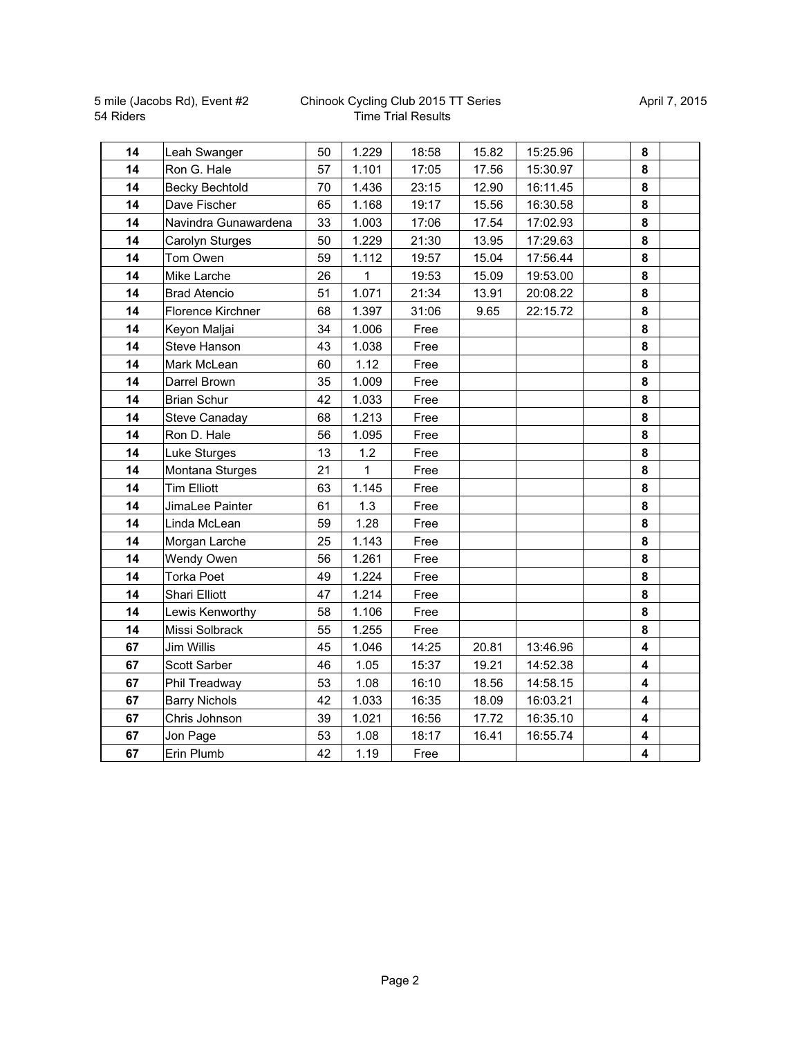5 mile (Jacobs Rd), Event #2
54 Riders

Chinook Cycling Club 2015 TT Series
Time Trial Results

April 7, 2015

| | | | | | | | | | |
|---|---|---|---|---|---|---|---|---|---|
| **14** | Leah Swanger | 50 | 1.229 | 18:58 | 15.82 | 15:25.96 | | **8** | |
| **14** | Ron G. Hale | 57 | 1.101 | 17:05 | 17.56 | 15:30.97 | | **8** | |
| **14** | Becky Bechtold | 70 | 1.436 | 23:15 | 12.90 | 16:11.45 | | **8** | |
| **14** | Dave Fischer | 65 | 1.168 | 19:17 | 15.56 | 16:30.58 | | **8** | |
| **14** | Navindra Gunawardena | 33 | 1.003 | 17:06 | 17.54 | 17:02.93 | | **8** | |
| **14** | Carolyn Sturges | 50 | 1.229 | 21:30 | 13.95 | 17:29.63 | | **8** | |
| **14** | Tom Owen | 59 | 1.112 | 19:57 | 15.04 | 17:56.44 | | **8** | |
| **14** | Mike Larche | 26 | 1 | 19:53 | 15.09 | 19:53.00 | | **8** | |
| **14** | Brad Atencio | 51 | 1.071 | 21:34 | 13.91 | 20:08.22 | | **8** | |
| **14** | Florence Kirchner | 68 | 1.397 | 31:06 | 9.65 | 22:15.72 | | **8** | |
| **14** | Keyon Maljai | 34 | 1.006 | Free | | | | **8** | |
| **14** | Steve Hanson | 43 | 1.038 | Free | | | | **8** | |
| **14** | Mark McLean | 60 | 1.12 | Free | | | | **8** | |
| **14** | Darrel Brown | 35 | 1.009 | Free | | | | **8** | |
| **14** | Brian Schur | 42 | 1.033 | Free | | | | **8** | |
| **14** | Steve Canaday | 68 | 1.213 | Free | | | | **8** | |
| **14** | Ron D. Hale | 56 | 1.095 | Free | | | | **8** | |
| **14** | Luke Sturges | 13 | 1.2 | Free | | | | **8** | |
| **14** | Montana Sturges | 21 | 1 | Free | | | | **8** | |
| **14** | Tim Elliott | 63 | 1.145 | Free | | | | **8** | |
| **14** | JimaLee Painter | 61 | 1.3 | Free | | | | **8** | |
| **14** | Linda McLean | 59 | 1.28 | Free | | | | **8** | |
| **14** | Morgan Larche | 25 | 1.143 | Free | | | | **8** | |
| **14** | Wendy Owen | 56 | 1.261 | Free | | | | **8** | |
| **14** | Torka Poet | 49 | 1.224 | Free | | | | **8** | |
| **14** | Shari Elliott | 47 | 1.214 | Free | | | | **8** | |
| **14** | Lewis Kenworthy | 58 | 1.106 | Free | | | | **8** | |
| **14** | Missi Solbrack | 55 | 1.255 | Free | | | | **8** | |
| **67** | Jim Willis | 45 | 1.046 | 14:25 | 20.81 | 13:46.96 | | **4** | |
| **67** | Scott Sarber | 46 | 1.05 | 15:37 | 19.21 | 14:52.38 | | **4** | |
| **67** | Phil Treadway | 53 | 1.08 | 16:10 | 18.56 | 14:58.15 | | **4** | |
| **67** | Barry Nichols | 42 | 1.033 | 16:35 | 18.09 | 16:03.21 | | **4** | |
| **67** | Chris Johnson | 39 | 1.021 | 16:56 | 17.72 | 16:35.10 | | **4** | |
| **67** | Jon Page | 53 | 1.08 | 18:17 | 16.41 | 16:55.74 | | **4** | |
| **67** | Erin Plumb | 42 | 1.19 | Free | | | | **4** | |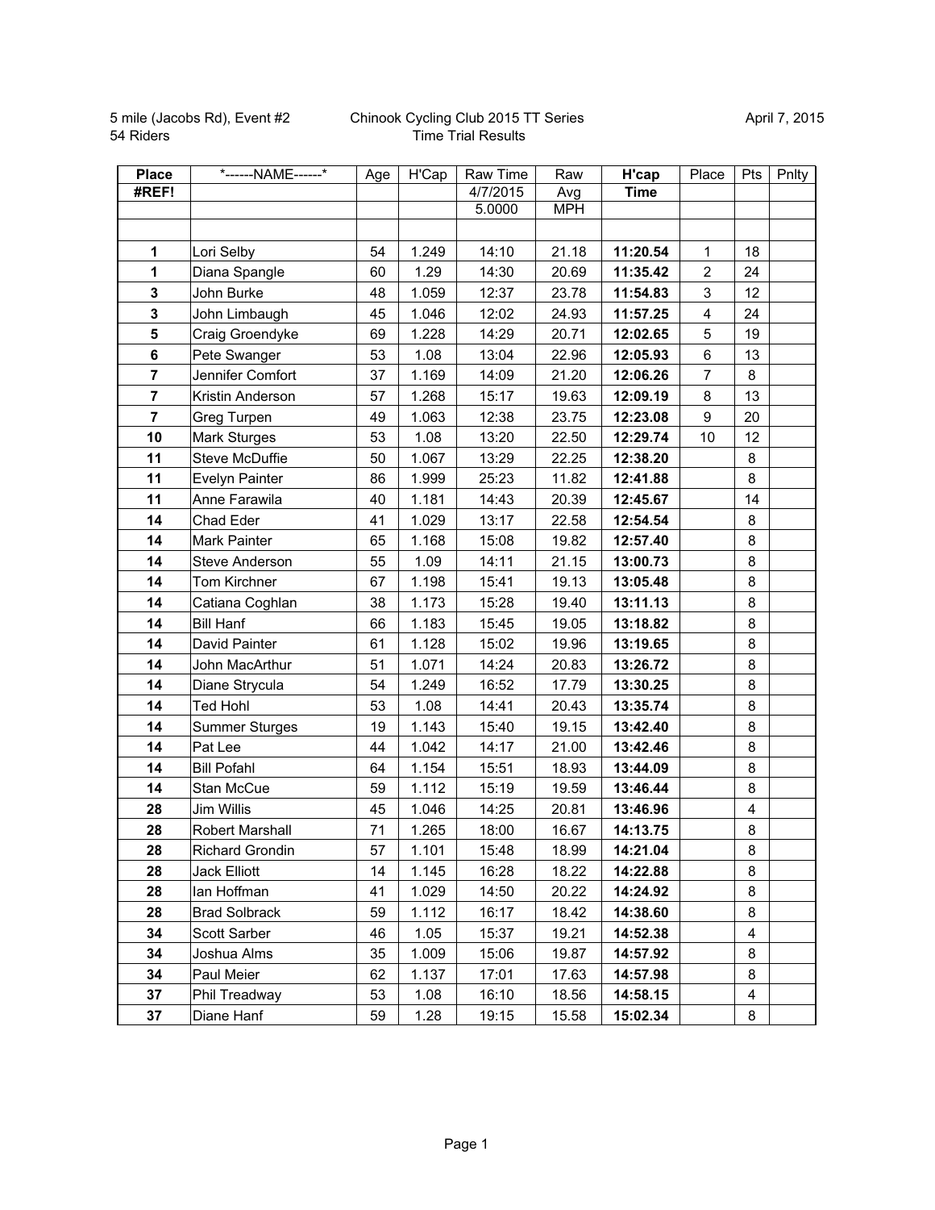5 mile (Jacobs Rd), Event #2
54 Riders

Chinook Cycling Club 2015 TT Series
Time Trial Results

April 7, 2015

| Place | *------NAME------* | Age | H'Cap | Raw Time | Raw | H'cap | Place | Pts | Pnlty |
|---|---|---|---|---|---|---|---|---|---|
| **#REF!** | | | | 4/7/2015 | Avg | **Time** | | | |
| | | | | 5.0000 | MPH | | | | |
| | | | | | | | | | |
| **1** | Lori Selby | 54 | 1.249 | 14:10 | 21.18 | **11:20.54** | 1 | 18 | |
| **1** | Diana Spangle | 60 | 1.29 | 14:30 | 20.69 | **11:35.42** | 2 | 24 | |
| **3** | John Burke | 48 | 1.059 | 12:37 | 23.78 | **11:54.83** | 3 | 12 | |
| **3** | John Limbaugh | 45 | 1.046 | 12:02 | 24.93 | **11:57.25** | 4 | 24 | |
| **5** | Craig Groendyke | 69 | 1.228 | 14:29 | 20.71 | **12:02.65** | 5 | 19 | |
| **6** | Pete Swanger | 53 | 1.08 | 13:04 | 22.96 | **12:05.93** | 6 | 13 | |
| **7** | Jennifer Comfort | 37 | 1.169 | 14:09 | 21.20 | **12:06.26** | 7 | 8 | |
| **7** | Kristin Anderson | 57 | 1.268 | 15:17 | 19.63 | **12:09.19** | 8 | 13 | |
| **7** | Greg Turpen | 49 | 1.063 | 12:38 | 23.75 | **12:23.08** | 9 | 20 | |
| **10** | Mark Sturges | 53 | 1.08 | 13:20 | 22.50 | **12:29.74** | 10 | 12 | |
| **11** | Steve McDuffie | 50 | 1.067 | 13:29 | 22.25 | **12:38.20** | | 8 | |
| **11** | Evelyn Painter | 86 | 1.999 | 25:23 | 11.82 | **12:41.88** | | 8 | |
| **11** | Anne Farawila | 40 | 1.181 | 14:43 | 20.39 | **12:45.67** | | 14 | |
| **14** | Chad Eder | 41 | 1.029 | 13:17 | 22.58 | **12:54.54** | | 8 | |
| **14** | Mark Painter | 65 | 1.168 | 15:08 | 19.82 | **12:57.40** | | 8 | |
| **14** | Steve Anderson | 55 | 1.09 | 14:11 | 21.15 | **13:00.73** | | 8 | |
| **14** | Tom Kirchner | 67 | 1.198 | 15:41 | 19.13 | **13:05.48** | | 8 | |
| **14** | Catiana Coghlan | 38 | 1.173 | 15:28 | 19.40 | **13:11.13** | | 8 | |
| **14** | Bill Hanf | 66 | 1.183 | 15:45 | 19.05 | **13:18.82** | | 8 | |
| **14** | David Painter | 61 | 1.128 | 15:02 | 19.96 | **13:19.65** | | 8 | |
| **14** | John MacArthur | 51 | 1.071 | 14:24 | 20.83 | **13:26.72** | | 8 | |
| **14** | Diane Strycula | 54 | 1.249 | 16:52 | 17.79 | **13:30.25** | | 8 | |
| **14** | Ted Hohl | 53 | 1.08 | 14:41 | 20.43 | **13:35.74** | | 8 | |
| **14** | Summer Sturges | 19 | 1.143 | 15:40 | 19.15 | **13:42.40** | | 8 | |
| **14** | Pat Lee | 44 | 1.042 | 14:17 | 21.00 | **13:42.46** | | 8 | |
| **14** | Bill Pofahl | 64 | 1.154 | 15:51 | 18.93 | **13:44.09** | | 8 | |
| **14** | Stan McCue | 59 | 1.112 | 15:19 | 19.59 | **13:46.44** | | 8 | |
| **28** | Jim Willis | 45 | 1.046 | 14:25 | 20.81 | **13:46.96** | | 4 | |
| **28** | Robert Marshall | 71 | 1.265 | 18:00 | 16.67 | **14:13.75** | | 8 | |
| **28** | Richard Grondin | 57 | 1.101 | 15:48 | 18.99 | **14:21.04** | | 8 | |
| **28** | Jack Elliott | 14 | 1.145 | 16:28 | 18.22 | **14:22.88** | | 8 | |
| **28** | Ian Hoffman | 41 | 1.029 | 14:50 | 20.22 | **14:24.92** | | 8 | |
| **28** | Brad Solbrack | 59 | 1.112 | 16:17 | 18.42 | **14:38.60** | | 8 | |
| **34** | Scott Sarber | 46 | 1.05 | 15:37 | 19.21 | **14:52.38** | | 4 | |
| **34** | Joshua Alms | 35 | 1.009 | 15:06 | 19.87 | **14:57.92** | | 8 | |
| **34** | Paul Meier | 62 | 1.137 | 17:01 | 17.63 | **14:57.98** | | 8 | |
| **37** | Phil Treadway | 53 | 1.08 | 16:10 | 18.56 | **14:58.15** | | 4 | |
| **37** | Diane Hanf | 59 | 1.28 | 19:15 | 15.58 | **15:02.34** | | 8 | |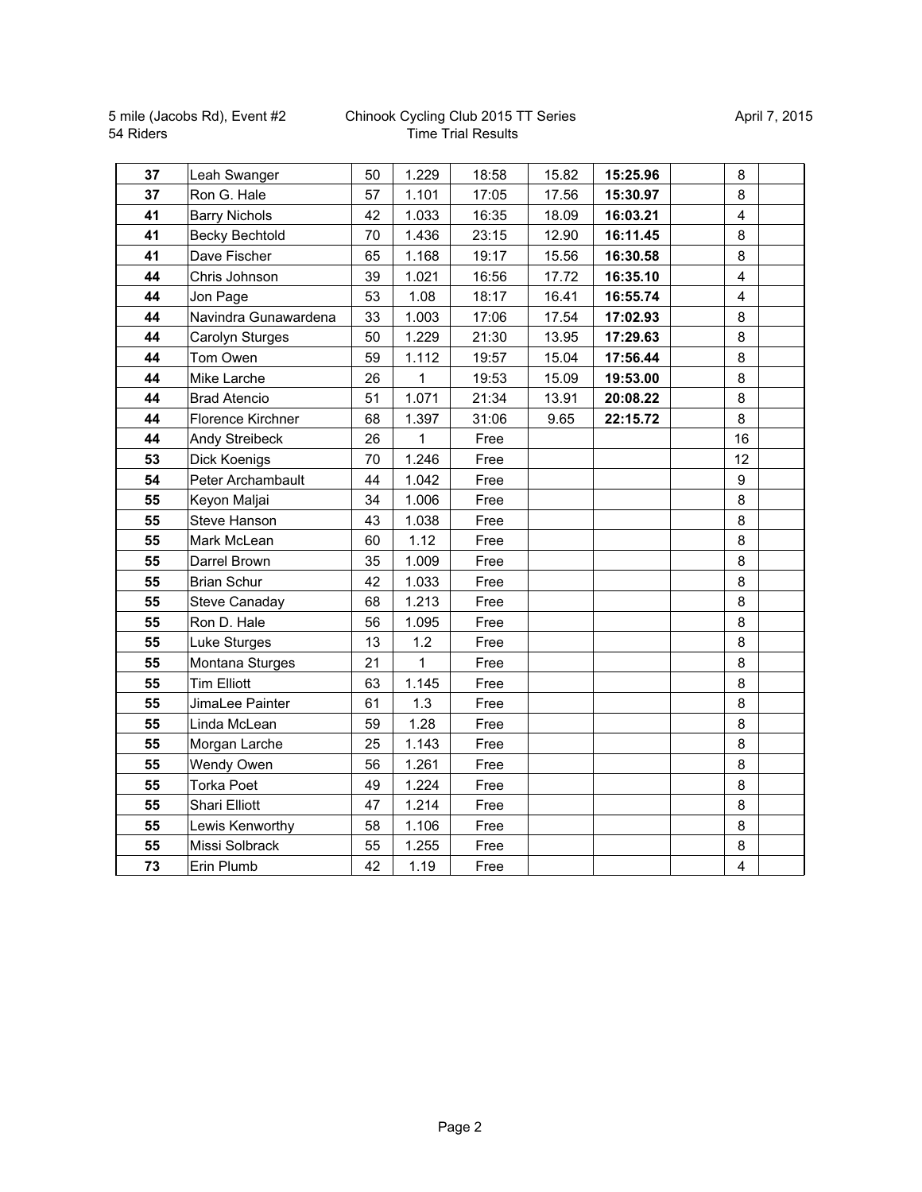5 mile (Jacobs Rd), Event #2
54 Riders

Chinook Cycling Club 2015 TT Series
Time Trial Results

April 7, 2015

| | | | | | | | | | |
|---|---|---|---|---|---|---|---|---|---|
| **37** | Leah Swanger | 50 | 1.229 | 18:58 | 15.82 | **15:25.96** | | 8 | |
| **37** | Ron G. Hale | 57 | 1.101 | 17:05 | 17.56 | **15:30.97** | | 8 | |
| **41** | Barry Nichols | 42 | 1.033 | 16:35 | 18.09 | **16:03.21** | | 4 | |
| **41** | Becky Bechtold | 70 | 1.436 | 23:15 | 12.90 | **16:11.45** | | 8 | |
| **41** | Dave Fischer | 65 | 1.168 | 19:17 | 15.56 | **16:30.58** | | 8 | |
| **44** | Chris Johnson | 39 | 1.021 | 16:56 | 17.72 | **16:35.10** | | 4 | |
| **44** | Jon Page | 53 | 1.08 | 18:17 | 16.41 | **16:55.74** | | 4 | |
| **44** | Navindra Gunawardena | 33 | 1.003 | 17:06 | 17.54 | **17:02.93** | | 8 | |
| **44** | Carolyn Sturges | 50 | 1.229 | 21:30 | 13.95 | **17:29.63** | | 8 | |
| **44** | Tom Owen | 59 | 1.112 | 19:57 | 15.04 | **17:56.44** | | 8 | |
| **44** | Mike Larche | 26 | 1 | 19:53 | 15.09 | **19:53.00** | | 8 | |
| **44** | Brad Atencio | 51 | 1.071 | 21:34 | 13.91 | **20:08.22** | | 8 | |
| **44** | Florence Kirchner | 68 | 1.397 | 31:06 | 9.65 | **22:15.72** | | 8 | |
| **44** | Andy Streibeck | 26 | 1 | Free | | | | 16 | |
| **53** | Dick Koenigs | 70 | 1.246 | Free | | | | 12 | |
| **54** | Peter Archambault | 44 | 1.042 | Free | | | | 9 | |
| **55** | Keyon Maljai | 34 | 1.006 | Free | | | | 8 | |
| **55** | Steve Hanson | 43 | 1.038 | Free | | | | 8 | |
| **55** | Mark McLean | 60 | 1.12 | Free | | | | 8 | |
| **55** | Darrel Brown | 35 | 1.009 | Free | | | | 8 | |
| **55** | Brian Schur | 42 | 1.033 | Free | | | | 8 | |
| **55** | Steve Canaday | 68 | 1.213 | Free | | | | 8 | |
| **55** | Ron D. Hale | 56 | 1.095 | Free | | | | 8 | |
| **55** | Luke Sturges | 13 | 1.2 | Free | | | | 8 | |
| **55** | Montana Sturges | 21 | 1 | Free | | | | 8 | |
| **55** | Tim Elliott | 63 | 1.145 | Free | | | | 8 | |
| **55** | JimaLee Painter | 61 | 1.3 | Free | | | | 8 | |
| **55** | Linda McLean | 59 | 1.28 | Free | | | | 8 | |
| **55** | Morgan Larche | 25 | 1.143 | Free | | | | 8 | |
| **55** | Wendy Owen | 56 | 1.261 | Free | | | | 8 | |
| **55** | Torka Poet | 49 | 1.224 | Free | | | | 8 | |
| **55** | Shari Elliott | 47 | 1.214 | Free | | | | 8 | |
| **55** | Lewis Kenworthy | 58 | 1.106 | Free | | | | 8 | |
| **55** | Missi Solbrack | 55 | 1.255 | Free | | | | 8 | |
| **73** | Erin Plumb | 42 | 1.19 | Free | | | | 4 | |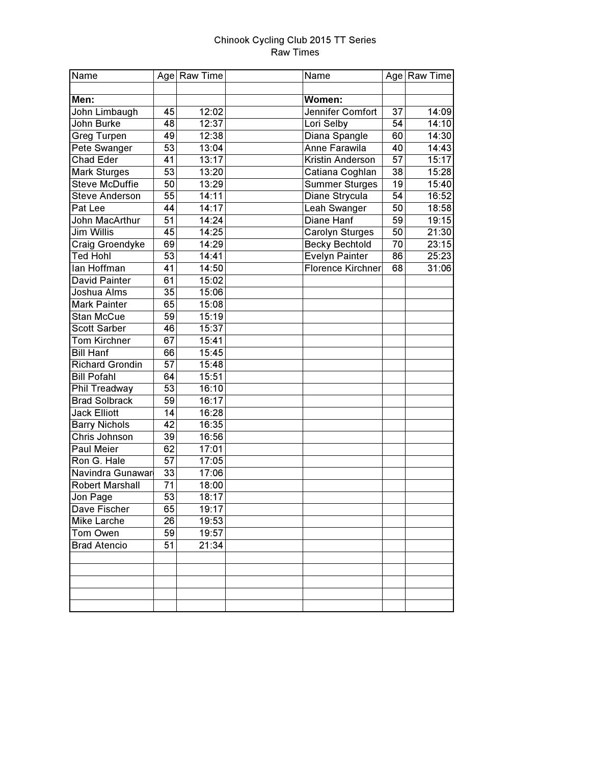Chinook Cycling Club 2015 TT Series
Raw Times

| Name | Age | Raw Time | | Name | Age | Raw Time |
|---|---|---|---|---|---|---|
| | | | | | | |
| **Men:** | | | | **Women:** | | |
| John Limbaugh | 45 | 12:02 | | Jennifer Comfort | 37 | 14:09 |
| John Burke | 48 | 12:37 | | Lori Selby | 54 | 14:10 |
| Greg Turpen | 49 | 12:38 | | Diana Spangle | 60 | 14:30 |
| Pete Swanger | 53 | 13:04 | | Anne Farawila | 40 | 14:43 |
| Chad Eder | 41 | 13:17 | | Kristin Anderson | 57 | 15:17 |
| Mark Sturges | 53 | 13:20 | | Catiana Coghlan | 38 | 15:28 |
| Steve McDuffie | 50 | 13:29 | | Summer Sturges | 19 | 15:40 |
| Steve Anderson | 55 | 14:11 | | Diane Strycula | 54 | 16:52 |
| Pat Lee | 44 | 14:17 | | Leah Swanger | 50 | 18:58 |
| John MacArthur | 51 | 14:24 | | Diane Hanf | 59 | 19:15 |
| Jim Willis | 45 | 14:25 | | Carolyn Sturges | 50 | 21:30 |
| Craig Groendyke | 69 | 14:29 | | Becky Bechtold | 70 | 23:15 |
| Ted Hohl | 53 | 14:41 | | Evelyn Painter | 86 | 25:23 |
| Ian Hoffman | 41 | 14:50 | | Florence Kirchner | 68 | 31:06 |
| David Painter | 61 | 15:02 | | | | |
| Joshua Alms | 35 | 15:06 | | | | |
| Mark Painter | 65 | 15:08 | | | | |
| Stan McCue | 59 | 15:19 | | | | |
| Scott Sarber | 46 | 15:37 | | | | |
| Tom Kirchner | 67 | 15:41 | | | | |
| Bill Hanf | 66 | 15:45 | | | | |
| Richard Grondin | 57 | 15:48 | | | | |
| Bill Pofahl | 64 | 15:51 | | | | |
| Phil Treadway | 53 | 16:10 | | | | |
| Brad Solbrack | 59 | 16:17 | | | | |
| Jack Elliott | 14 | 16:28 | | | | |
| Barry Nichols | 42 | 16:35 | | | | |
| Chris Johnson | 39 | 16:56 | | | | |
| Paul Meier | 62 | 17:01 | | | | |
| Ron G. Hale | 57 | 17:05 | | | | |
| Navindra Gunawar | 33 | 17:06 | | | | |
| Robert Marshall | 71 | 18:00 | | | | |
| Jon Page | 53 | 18:17 | | | | |
| Dave Fischer | 65 | 19:17 | | | | |
| Mike Larche | 26 | 19:53 | | | | |
| Tom Owen | 59 | 19:57 | | | | |
| Brad Atencio | 51 | 21:34 | | | | |